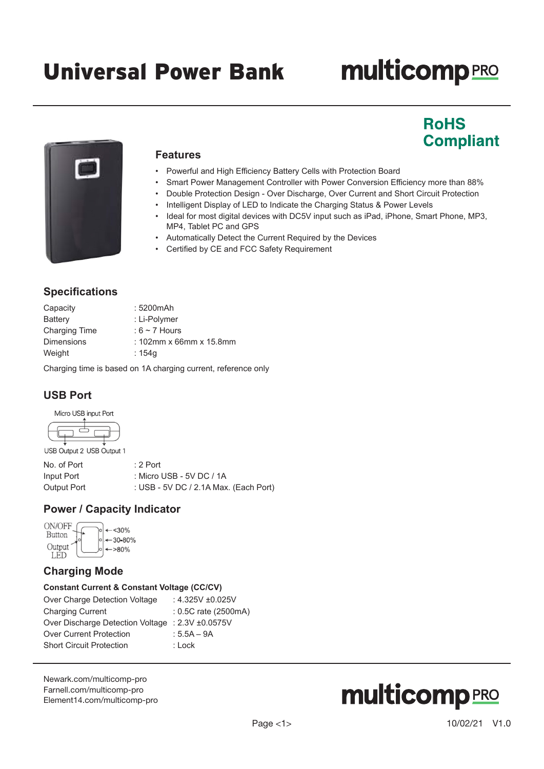# Universal Power Bank

multicomp PRO

**RoHS Compliant**

## Features

- Powerful and High Efficiency Battery Cells with Protection Board
- Smart Power Management Controller with Power Conversion Efficiency more than 88%
- Double Protection Design - Over Discharge, Over Current and Short Circuit Protection
- Intelligent Display of LED to Indicate the Charging Status & Power Levels
- Ideal for most digital devices with DC5V input such as iPad, iPhone, Smart Phone, MP3, MP4, Tablet PC and GPS
- Automatically Detect the Current Required by the Devices
- Certified by CE and FCC Safety Requirement

## Specifications

| | |
|---|---|
| Capacity | : 5200mAh |
| Battery | : Li-Polymer |
| Charging Time | : 6 ~ 7 Hours |
| Dimensions | : 102mm x 66mm x 15.8mm |
| Weight | : 154g |

Charging time is based on 1A charging current, reference only

## USB Port

Micro USB input Port

USB Output 2 USB Output 1

| | |
|---|---|
| No. of Port | : 2 Port |
| Input Port | : Micro USB - 5V DC / 1A |
| Output Port | : USB - 5V DC / 2.1A Max. (Each Port) |

## Power / Capacity Indicator

ON/OFF Button

Output LED

<30%

30-80%

>80%

## Charging Mode

**Constant Current & Constant Voltage (CC/CV)**

| | |
|---|---|
| Over Charge Detection Voltage | : 4.325V ±0.025V |
| Charging Current | : 0.5C rate (2500mA) |
| Over Discharge Detection Voltage | : 2.3V ±0.0575V |
| Over Current Protection | : 5.5A – 9A |
| Short Circuit Protection | : Lock |

Newark.com/multicomp-pro
Farnell.com/multicomp-pro
Element14.com/multicomp-pro

10/02/21 V1.0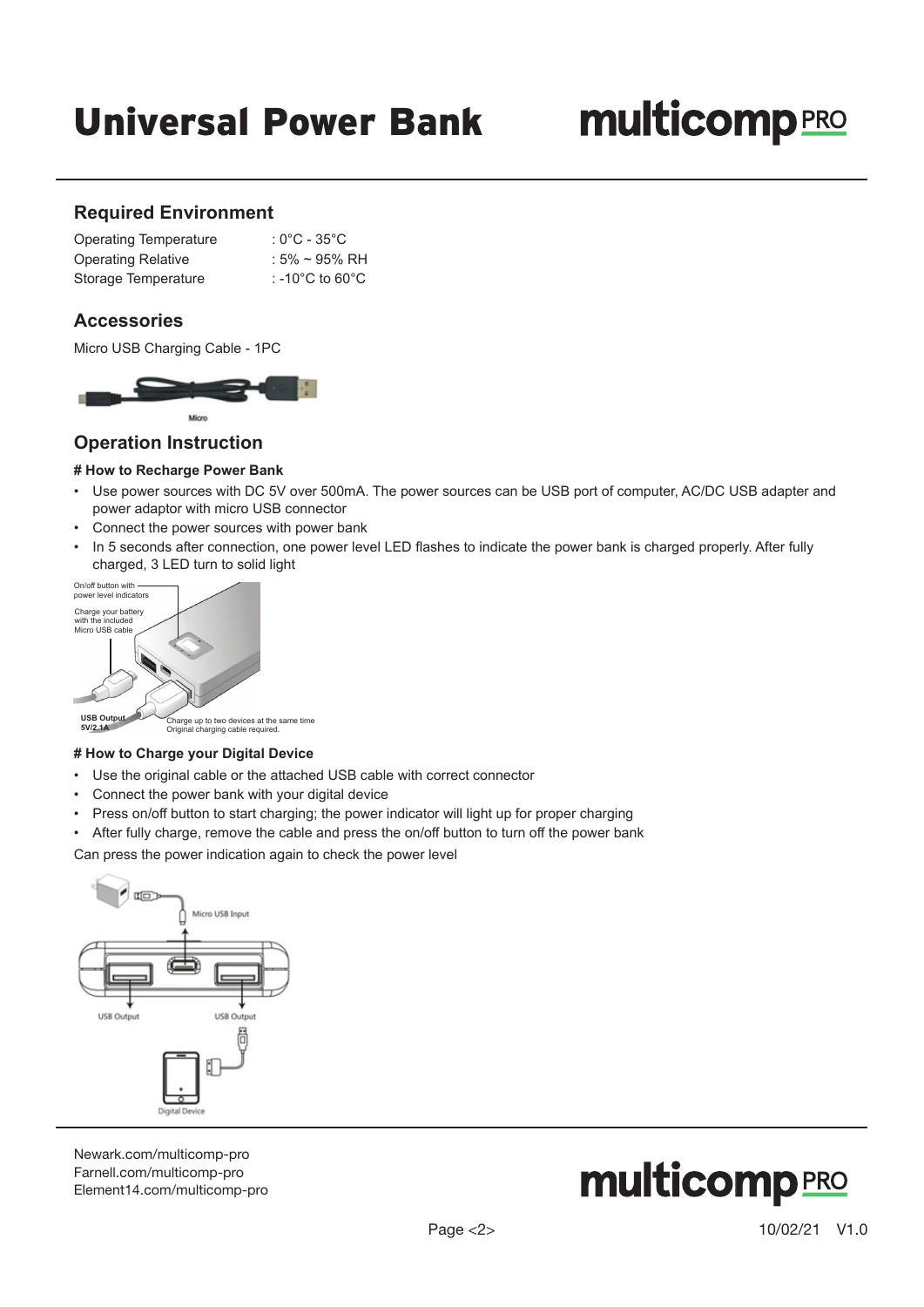## Required Environment

| | |
|---|---|
| Operating Temperature | : 0°C - 35°C |
| Operating Relative | : 5% ~ 95% RH |
| Storage Temperature | : -10°C to 60°C |

## Accessories

Micro USB Charging Cable - 1PC

Micro

## Operation Instruction

**# How to Recharge Power Bank**

- Use power sources with DC 5V over 500mA. The power sources can be USB port of computer, AC/DC USB adapter and power adaptor with micro USB connector
- Connect the power sources with power bank
- In 5 seconds after connection, one power level LED flashes to indicate the power bank is charged properly. After fully charged, 3 LED turn to solid light

On/off button with power level indicators

Charge your battery with the included Micro USB cable

**USB Output 5V/2.1A**

Charge up to two devices at the same time
Original charging cable required.

**# How to Charge your Digital Device**

- Use the original cable or the attached USB cable with correct connector
- Connect the power bank with your digital device
- Press on/off button to start charging; the power indicator will light up for proper charging
- After fully charge, remove the cable and press the on/off button to turn off the power bank

Can press the power indication again to check the power level

Micro USB Input

USB Output

USB Output

Digital Device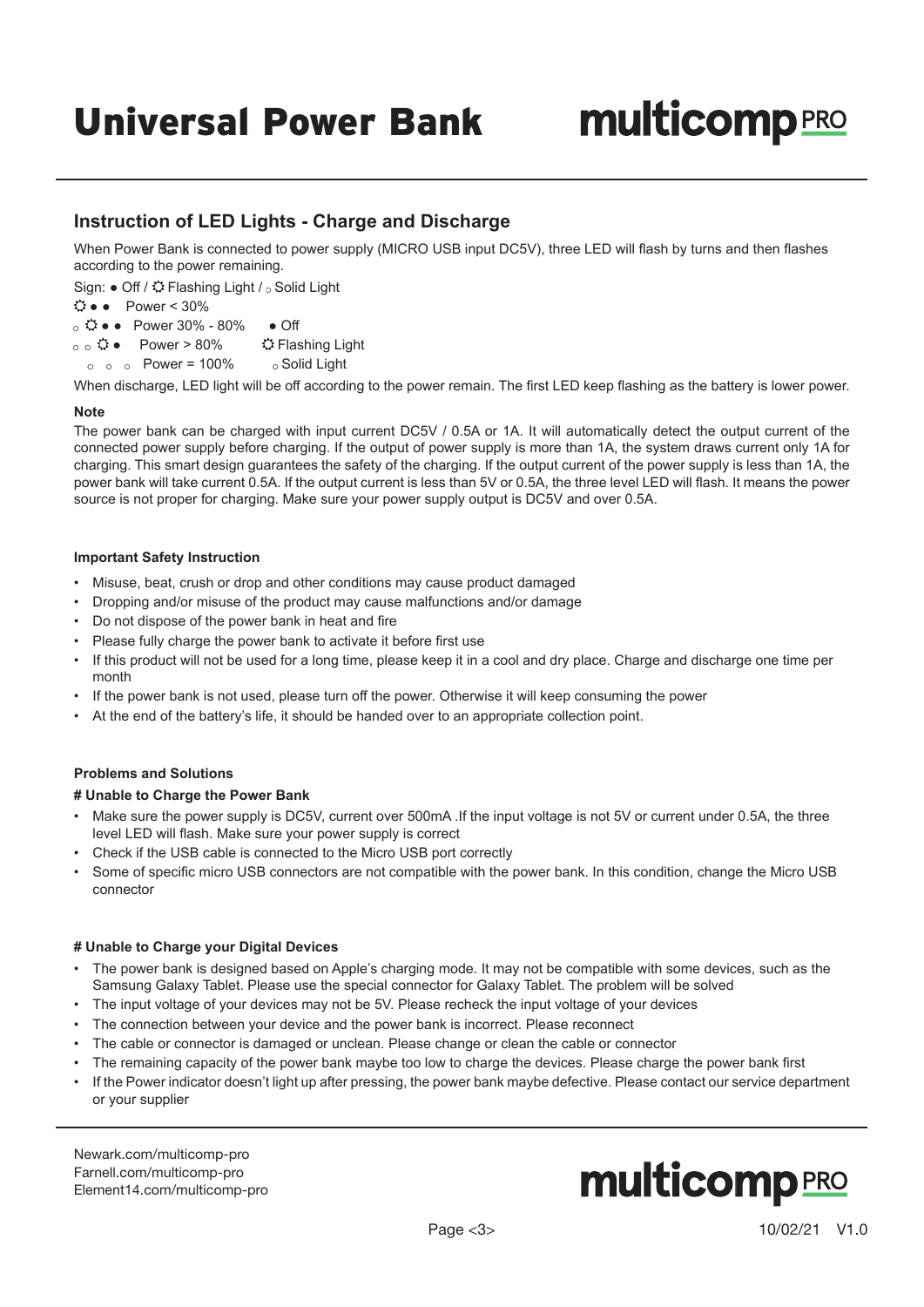# Universal Power Bank

## Instruction of LED Lights - Charge and Discharge

When Power Bank is connected to power supply (MICRO USB input DC5V), three LED will flash by turns and then flashes according to the power remaining.

Sign: ● Off / ☼ Flashing Light / ○ Solid Light

☼ ● ● Power < 30%

○ ☼ ● ● Power 30% - 80% ● Off

○ ○ ☼ ● Power > 80% ☼ Flashing Light

○ ○ ○ Power = 100% ○ Solid Light

When discharge, LED light will be off according to the power remain. The first LED keep flashing as the battery is lower power.

**Note**

The power bank can be charged with input current DC5V / 0.5A or 1A. It will automatically detect the output current of the connected power supply before charging. If the output of power supply is more than 1A, the system draws current only 1A for charging. This smart design guarantees the safety of the charging. If the output current of the power supply is less than 1A, the power bank will take current 0.5A. If the output current is less than 5V or 0.5A, the three level LED will flash. It means the power source is not proper for charging. Make sure your power supply output is DC5V and over 0.5A.

**Important Safety Instruction**

- Misuse, beat, crush or drop and other conditions may cause product damaged
- Dropping and/or misuse of the product may cause malfunctions and/or damage
- Do not dispose of the power bank in heat and fire
- Please fully charge the power bank to activate it before first use
- If this product will not be used for a long time, please keep it in a cool and dry place. Charge and discharge one time per month
- If the power bank is not used, please turn off the power. Otherwise it will keep consuming the power
- At the end of the battery's life, it should be handed over to an appropriate collection point.

**Problems and Solutions**

**# Unable to Charge the Power Bank**

- Make sure the power supply is DC5V, current over 500mA .If the input voltage is not 5V or current under 0.5A, the three level LED will flash. Make sure your power supply is correct
- Check if the USB cable is connected to the Micro USB port correctly
- Some of specific micro USB connectors are not compatible with the power bank. In this condition, change the Micro USB connector

**# Unable to Charge your Digital Devices**

- The power bank is designed based on Apple's charging mode. It may not be compatible with some devices, such as the Samsung Galaxy Tablet. Please use the special connector for Galaxy Tablet. The problem will be solved
- The input voltage of your devices may not be 5V. Please recheck the input voltage of your devices
- The connection between your device and the power bank is incorrect. Please reconnect
- The cable or connector is damaged or unclean. Please change or clean the cable or connector
- The remaining capacity of the power bank maybe too low to charge the devices. Please charge the power bank first
- If the Power indicator doesn't light up after pressing, the power bank maybe defective. Please contact our service department or your supplier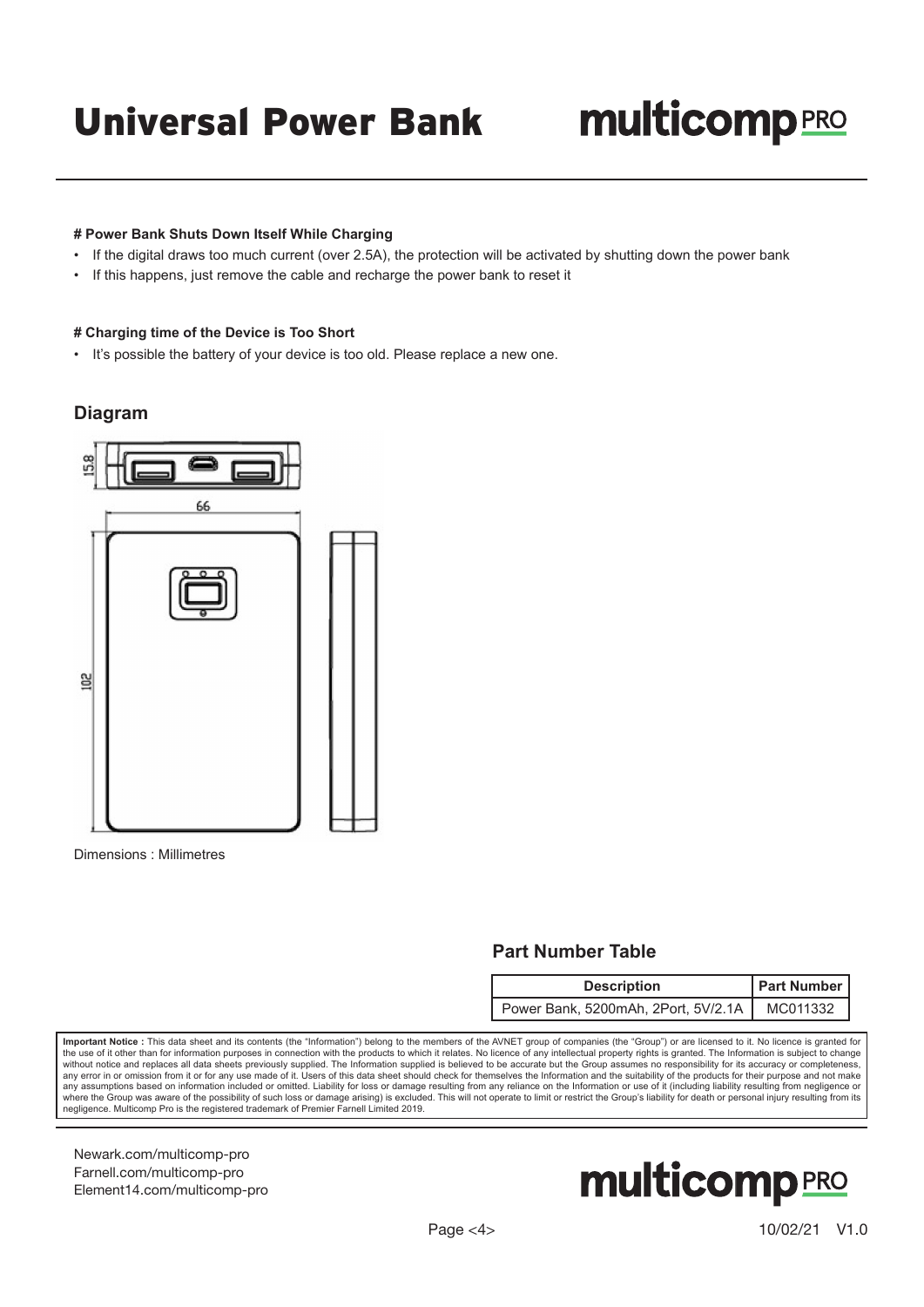# Power Bank Shuts Down Itself While Charging

- If the digital draws too much current (over 2.5A), the protection will be activated by shutting down the power bank
- If this happens, just remove the cable and recharge the power bank to reset it

# Charging time of the Device is Too Short

- It's possible the battery of your device is too old. Please replace a new one.

## Diagram

15.8

66

102

Dimensions : Millimetres

## Part Number Table

| Description | Part Number |
|---|---|
| Power Bank, 5200mAh, 2Port, 5V/2.1A | MC011332 |

**Important Notice :** This data sheet and its contents (the "Information") belong to the members of the AVNET group of companies (the "Group") or are licensed to it. No licence is granted for the use of it other than for information purposes in connection with the products to which it relates. No licence of any intellectual property rights is granted. The Information is subject to change without notice and replaces all data sheets previously supplied. The Information supplied is believed to be accurate but the Group assumes no responsibility for its accuracy or completeness, any error in or omission from it or for any use made of it. Users of this data sheet should check for themselves the Information and the suitability of the products for their purpose and not make any assumptions based on information included or omitted. Liability for loss or damage resulting from any reliance on the Information or use of it (including liability resulting from negligence or where the Group was aware of the possibility of such loss or damage arising) is excluded. This will not operate to limit or restrict the Group's liability for death or personal injury resulting from its negligence. Multicomp Pro is the registered trademark of Premier Farnell Limited 2019.

Newark.com/multicomp-pro
Farnell.com/multicomp-pro
Element14.com/multicomp-pro

10/02/21 V1.0